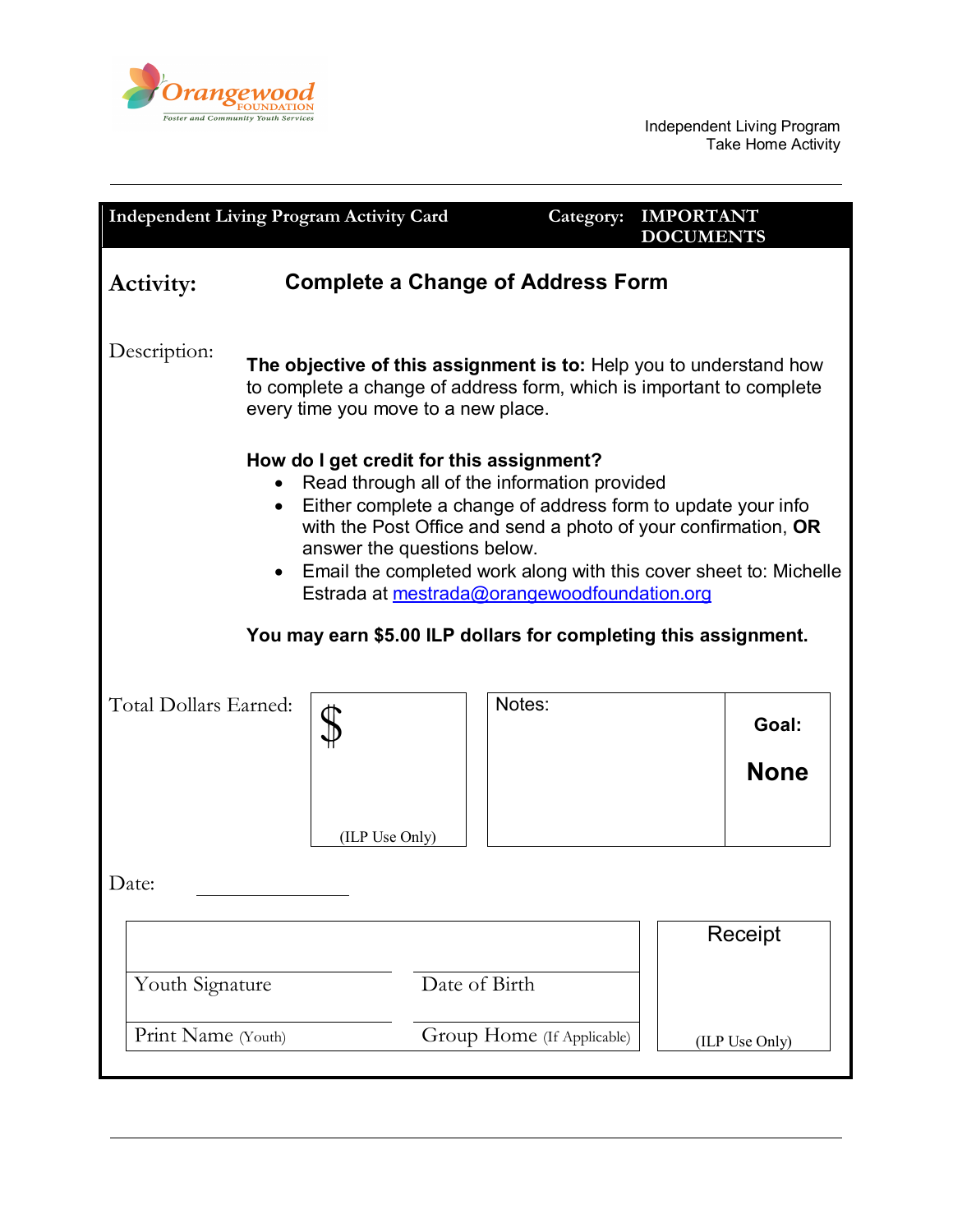Independent Living Program
Take Home Activity

| Independent Living Program Activity Card | Category: IMPORTANT DOCUMENTS |
| --- | --- |

**Activity:** **Complete a Change of Address Form**

Description:

**The objective of this assignment is to:** Help you to understand how to complete a change of address form, which is important to complete every time you move to a new place.

**How do I get credit for this assignment?**

- Read through all of the information provided
- Either complete a change of address form to update your info with the Post Office and send a photo of your confirmation, **OR** answer the questions below.
- Email the completed work along with this cover sheet to: Michelle Estrada at mestrada@orangewoodfoundation.org

**You may earn $5.00 ILP dollars for completing this assignment.**

| Total Dollars Earned: | $ (ILP Use Only) | Notes: | **Goal:** **None** |
| --- | --- | --- | --- |

Date: ______________

| | | Receipt |
| --- | --- | --- |
| Youth Signature | Date of Birth | |
| Print Name (Youth) | Group Home (If Applicable) | (ILP Use Only) |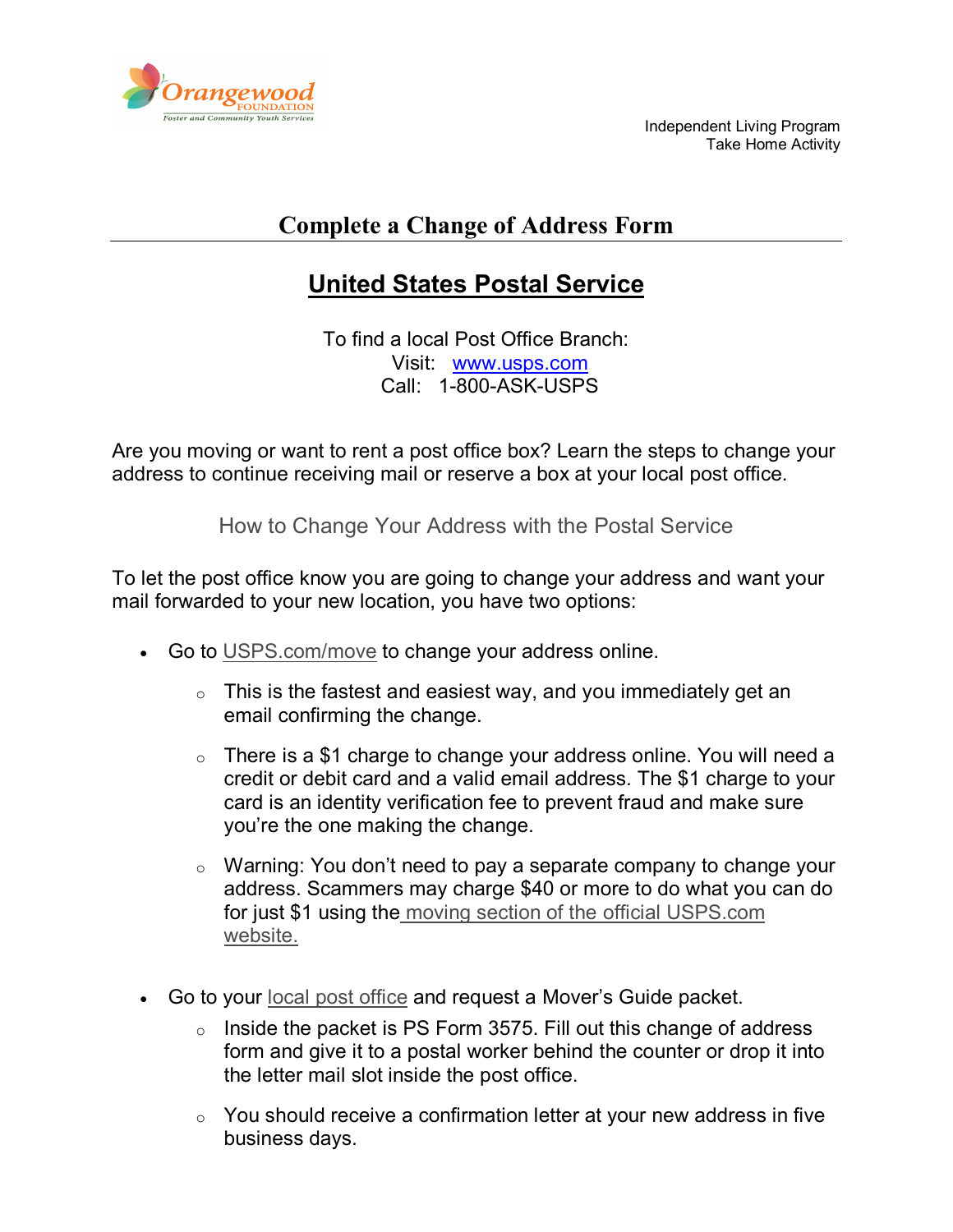Independent Living Program
Take Home Activity

# Complete a Change of Address Form

## United States Postal Service

To find a local Post Office Branch:
Visit: www.usps.com
Call: 1-800-ASK-USPS

Are you moving or want to rent a post office box? Learn the steps to change your address to continue receiving mail or reserve a box at your local post office.

### How to Change Your Address with the Postal Service

To let the post office know you are going to change your address and want your mail forwarded to your new location, you have two options:

- Go to USPS.com/move to change your address online.
  - This is the fastest and easiest way, and you immediately get an email confirming the change.
  - There is a $1 charge to change your address online. You will need a credit or debit card and a valid email address. The $1 charge to your card is an identity verification fee to prevent fraud and make sure you're the one making the change.
  - Warning: You don't need to pay a separate company to change your address. Scammers may charge $40 or more to do what you can do for just $1 using the moving section of the official USPS.com website.
- Go to your local post office and request a Mover's Guide packet.
  - Inside the packet is PS Form 3575. Fill out this change of address form and give it to a postal worker behind the counter or drop it into the letter mail slot inside the post office.
  - You should receive a confirmation letter at your new address in five business days.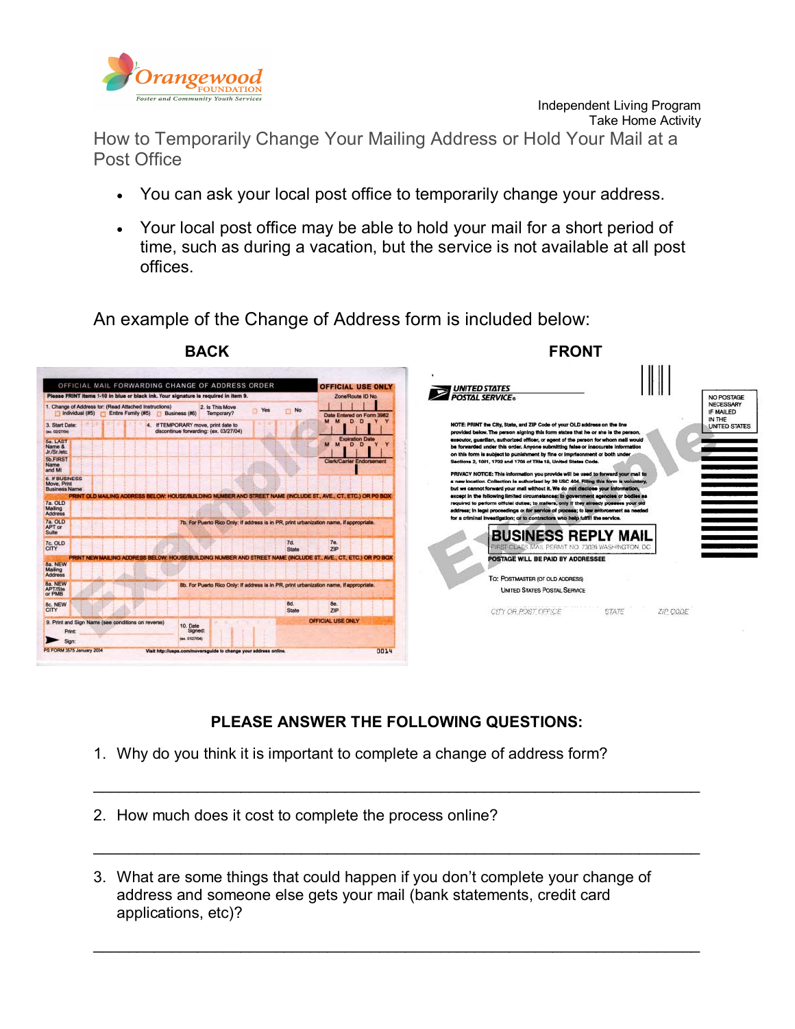Independent Living Program
Take Home Activity

## How to Temporarily Change Your Mailing Address or Hold Your Mail at a Post Office

- You can ask your local post office to temporarily change your address.
- Your local post office may be able to hold your mail for a short period of time, such as during a vacation, but the service is not available at all post offices.

An example of the Change of Address form is included below:

**BACK** **FRONT**

**PLEASE ANSWER THE FOLLOWING QUESTIONS:**

1. Why do you think it is important to complete a change of address form?

_______________________________________________________________

2. How much does it cost to complete the process online?

_______________________________________________________________

3. What are some things that could happen if you don't complete your change of address and someone else gets your mail (bank statements, credit card applications, etc)?

_______________________________________________________________